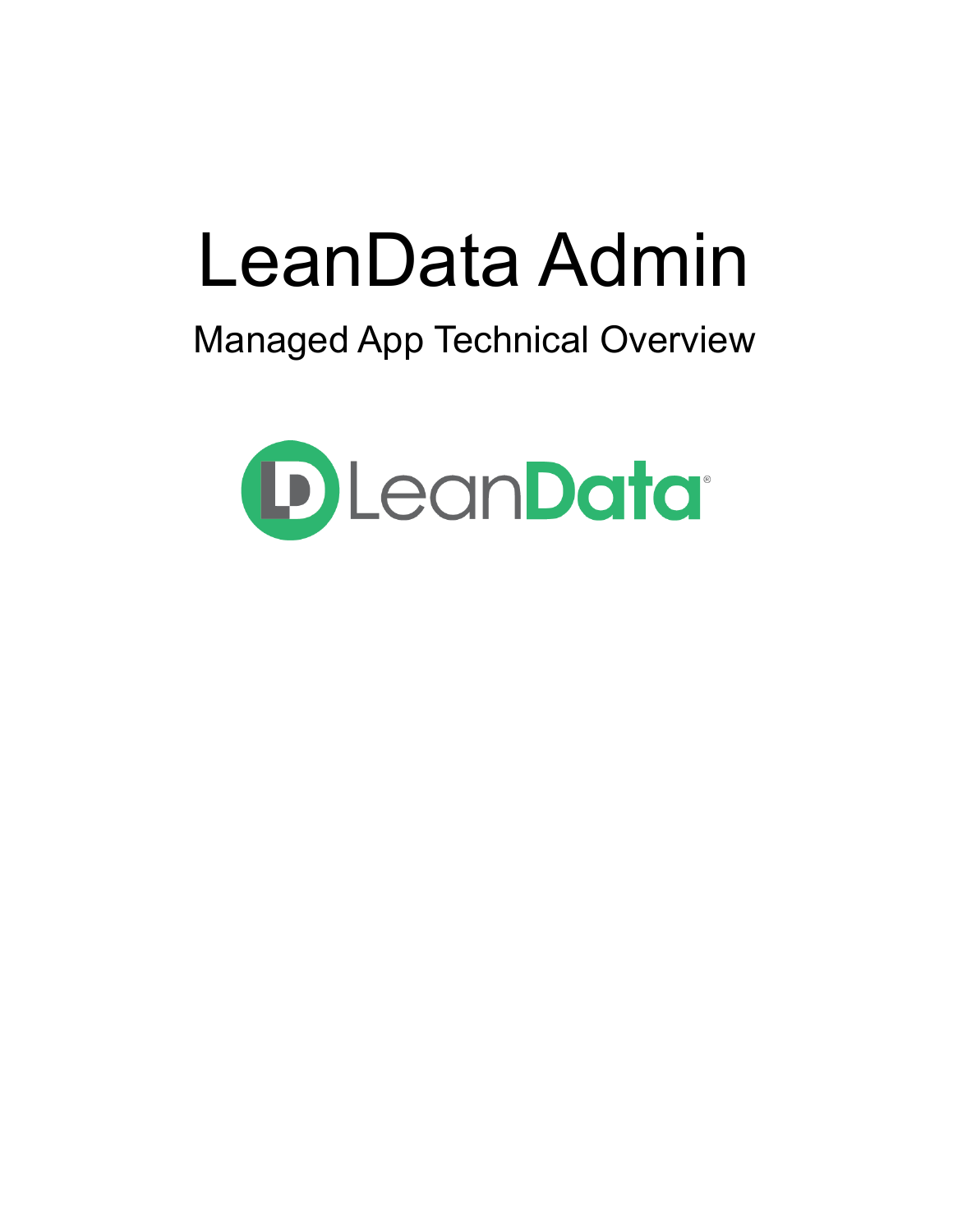# LeanData Admin

## Managed App Technical Overview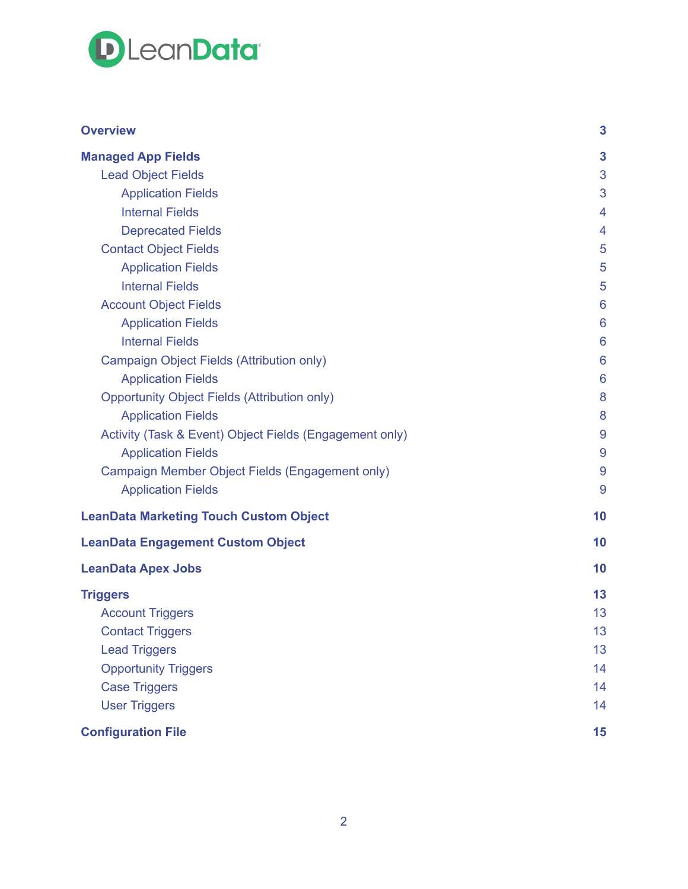LeanData

| | |
|---|---|
| **Overview** | **3** |
| **Managed App Fields** | **3** |
| Lead Object Fields | 3 |
| Application Fields | 3 |
| Internal Fields | 4 |
| Deprecated Fields | 4 |
| Contact Object Fields | 5 |
| Application Fields | 5 |
| Internal Fields | 5 |
| Account Object Fields | 6 |
| Application Fields | 6 |
| Internal Fields | 6 |
| Campaign Object Fields (Attribution only) | 6 |
| Application Fields | 6 |
| Opportunity Object Fields (Attribution only) | 8 |
| Application Fields | 8 |
| Activity (Task & Event) Object Fields (Engagement only) | 9 |
| Application Fields | 9 |
| Campaign Member Object Fields (Engagement only) | 9 |
| Application Fields | 9 |
| **LeanData Marketing Touch Custom Object** | **10** |
| **LeanData Engagement Custom Object** | **10** |
| **LeanData Apex Jobs** | **10** |
| **Triggers** | **13** |
| Account Triggers | 13 |
| Contact Triggers | 13 |
| Lead Triggers | 13 |
| Opportunity Triggers | 14 |
| Case Triggers | 14 |
| User Triggers | 14 |
| **Configuration File** | **15** |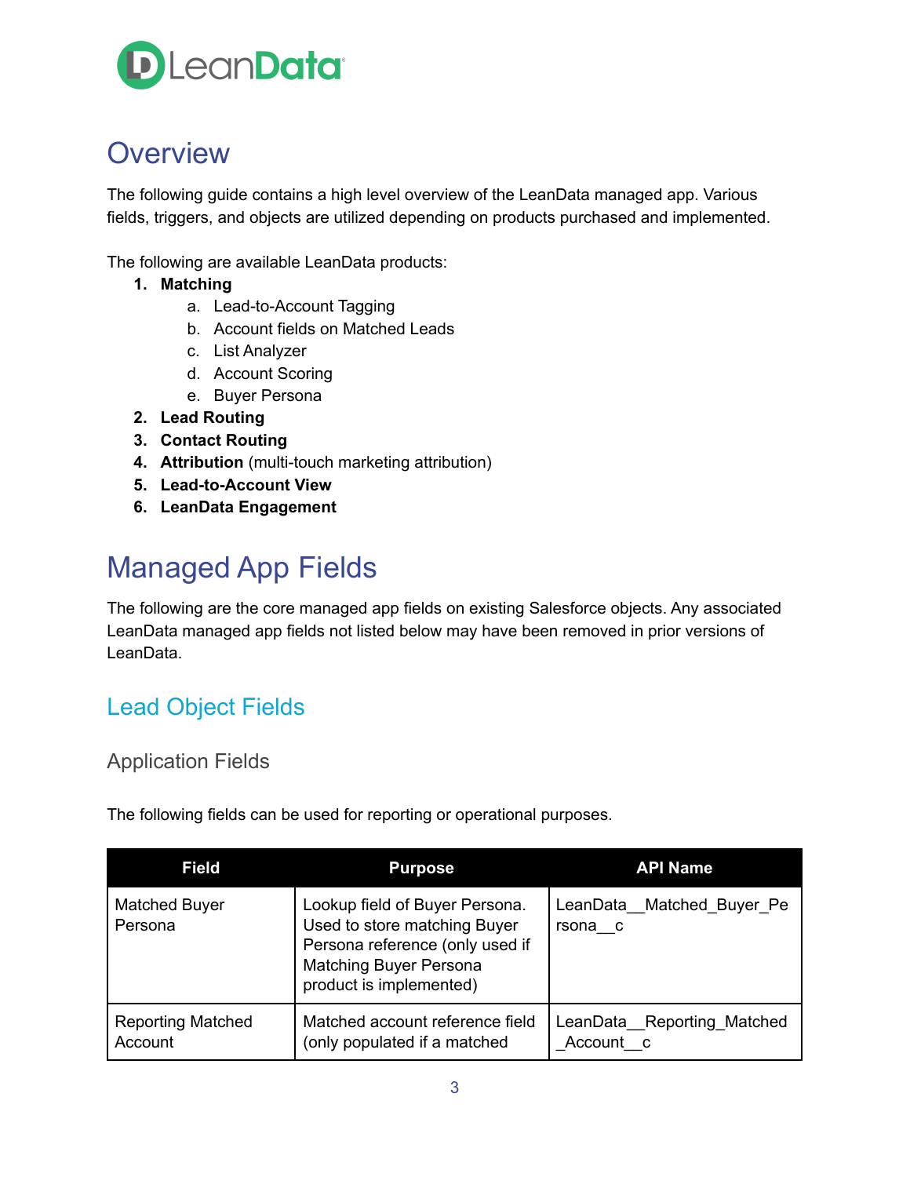# Overview

The following guide contains a high level overview of the LeanData managed app. Various fields, triggers, and objects are utilized depending on products purchased and implemented.

The following are available LeanData products:

1. **Matching**
    a. Lead-to-Account Tagging
    b. Account fields on Matched Leads
    c. List Analyzer
    d. Account Scoring
    e. Buyer Persona
2. **Lead Routing**
3. **Contact Routing**
4. **Attribution** (multi-touch marketing attribution)
5. **Lead-to-Account View**
6. **LeanData Engagement**

# Managed App Fields

The following are the core managed app fields on existing Salesforce objects. Any associated LeanData managed app fields not listed below may have been removed in prior versions of LeanData.

## Lead Object Fields

### Application Fields

The following fields can be used for reporting or operational purposes.

| Field | Purpose | API Name |
| --- | --- | --- |
| Matched Buyer Persona | Lookup field of Buyer Persona. Used to store matching Buyer Persona reference (only used if Matching Buyer Persona product is implemented) | LeanData__Matched_Buyer_Persona__c |
| Reporting Matched Account | Matched account reference field (only populated if a matched | LeanData__Reporting_Matched_Account__c |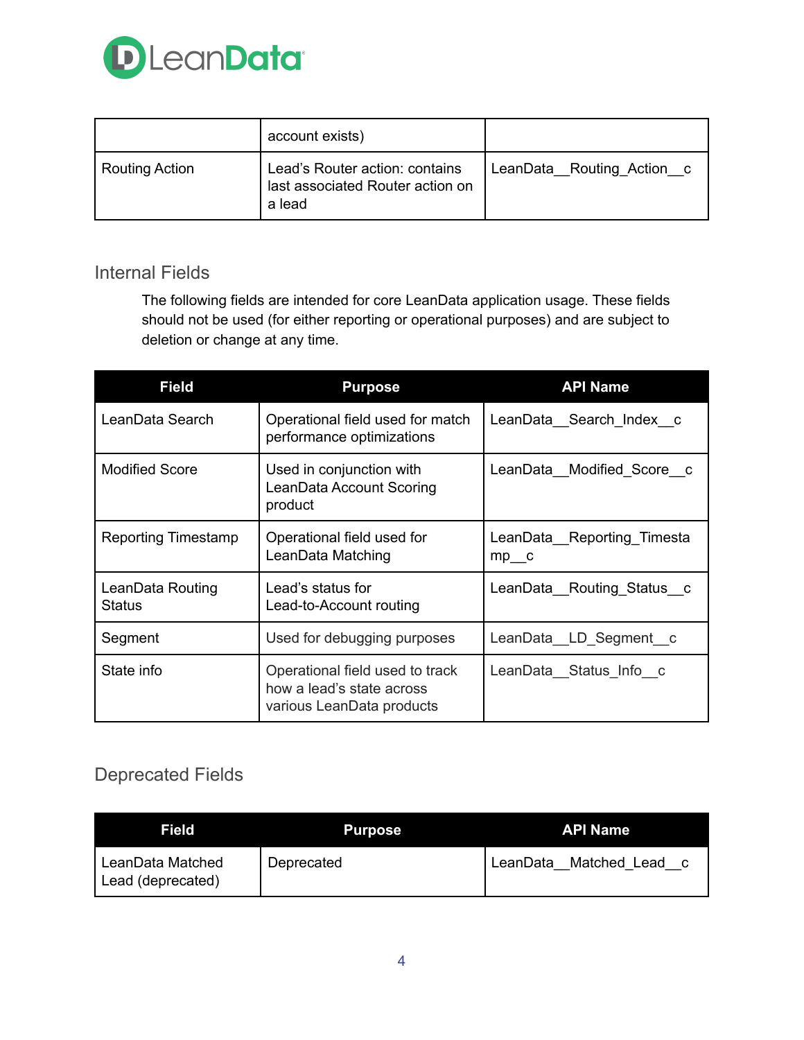| | account exists) | |
| --- | --- | --- |
| Routing Action | Lead's Router action: contains last associated Router action on a lead | LeanData__Routing_Action__c |

## Internal Fields

The following fields are intended for core LeanData application usage. These fields should not be used (for either reporting or operational purposes) and are subject to deletion or change at any time.

| Field | Purpose | API Name |
| --- | --- | --- |
| LeanData Search | Operational field used for match performance optimizations | LeanData__Search_Index__c |
| Modified Score | Used in conjunction with LeanData Account Scoring product | LeanData__Modified_Score__c |
| Reporting Timestamp | Operational field used for LeanData Matching | LeanData__Reporting_Timestamp__c |
| LeanData Routing Status | Lead's status for Lead-to-Account routing | LeanData__Routing_Status__c |
| Segment | Used for debugging purposes | LeanData__LD_Segment__c |
| State info | Operational field used to track how a lead's state across various LeanData products | LeanData__Status_Info__c |

## Deprecated Fields

| Field | Purpose | API Name |
| --- | --- | --- |
| LeanData Matched Lead (deprecated) | Deprecated | LeanData__Matched_Lead__c |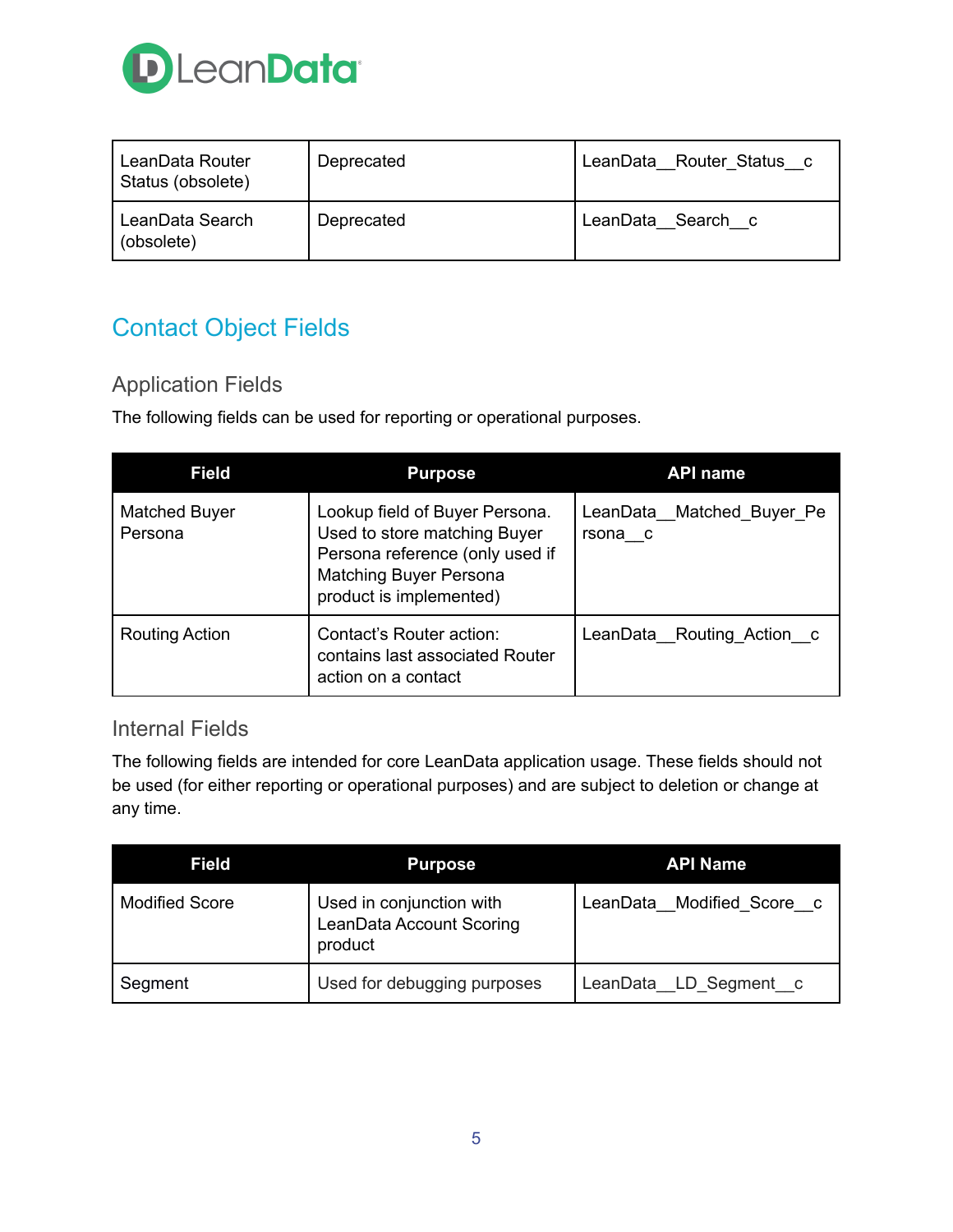| LeanData Router Status (obsolete) | Deprecated | LeanData__Router_Status__c |
|---|---|---|
| LeanData Search (obsolete) | Deprecated | LeanData__Search__c |

## Contact Object Fields

### Application Fields

The following fields can be used for reporting or operational purposes.

| Field | Purpose | API name |
|---|---|---|
| Matched Buyer Persona | Lookup field of Buyer Persona. Used to store matching Buyer Persona reference (only used if Matching Buyer Persona product is implemented) | LeanData__Matched_Buyer_Persona__c |
| Routing Action | Contact's Router action: contains last associated Router action on a contact | LeanData__Routing_Action__c |

### Internal Fields

The following fields are intended for core LeanData application usage. These fields should not be used (for either reporting or operational purposes) and are subject to deletion or change at any time.

| Field | Purpose | API Name |
|---|---|---|
| Modified Score | Used in conjunction with LeanData Account Scoring product | LeanData__Modified_Score__c |
| Segment | Used for debugging purposes | LeanData__LD_Segment__c |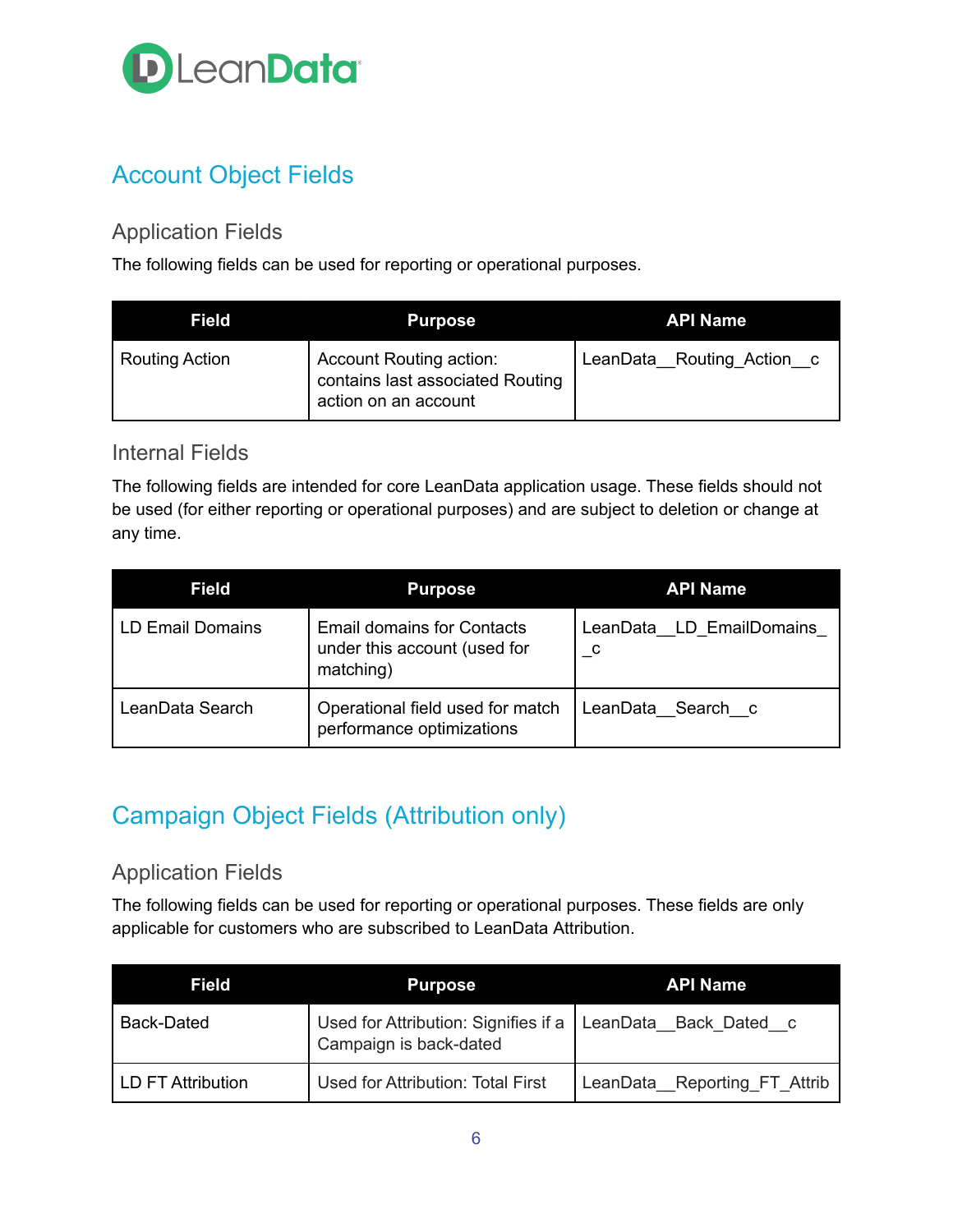## Account Object Fields

### Application Fields

The following fields can be used for reporting or operational purposes.

| Field | Purpose | API Name |
|---|---|---|
| Routing Action | Account Routing action: contains last associated Routing action on an account | LeanData__Routing_Action__c |

### Internal Fields

The following fields are intended for core LeanData application usage. These fields should not be used (for either reporting or operational purposes) and are subject to deletion or change at any time.

| Field | Purpose | API Name |
|---|---|---|
| LD Email Domains | Email domains for Contacts under this account (used for matching) | LeanData__LD_EmailDomains__c |
| LeanData Search | Operational field used for match performance optimizations | LeanData__Search__c |

## Campaign Object Fields (Attribution only)

### Application Fields

The following fields can be used for reporting or operational purposes. These fields are only applicable for customers who are subscribed to LeanData Attribution.

| Field | Purpose | API Name |
|---|---|---|
| Back-Dated | Used for Attribution: Signifies if a Campaign is back-dated | LeanData__Back_Dated__c |
| LD FT Attribution | Used for Attribution: Total First | LeanData__Reporting_FT_Attrib |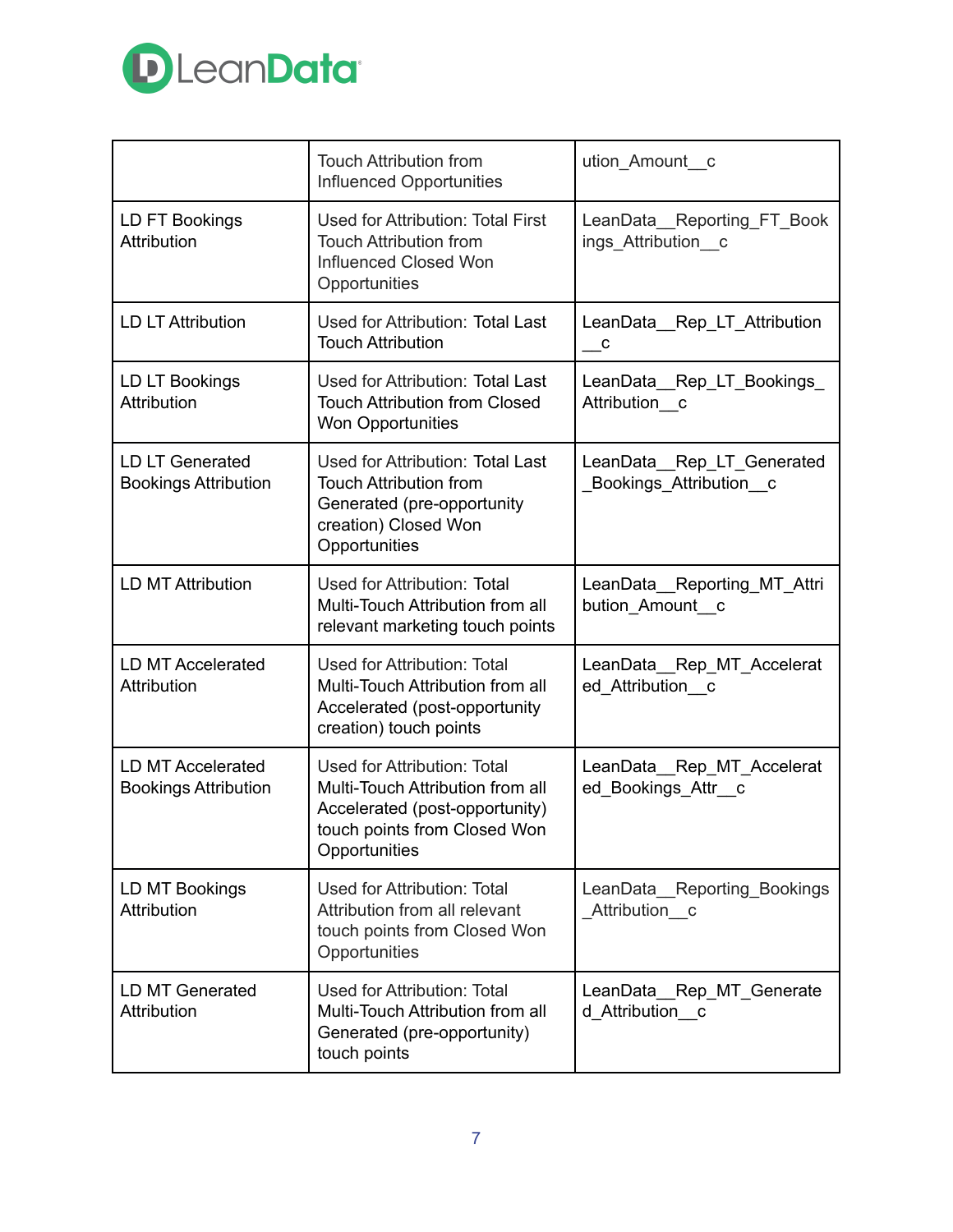| | | |
|---|---|---|
| | Touch Attribution from Influenced Opportunities | ution_Amount__c |
| LD FT Bookings Attribution | Used for Attribution: Total First Touch Attribution from Influenced Closed Won Opportunities | LeanData__Reporting_FT_Bookings_Attribution__c |
| LD LT Attribution | Used for Attribution: Total Last Touch Attribution | LeanData__Rep_LT_Attribution__c |
| LD LT Bookings Attribution | Used for Attribution: Total Last Touch Attribution from Closed Won Opportunities | LeanData__Rep_LT_Bookings_Attribution__c |
| LD LT Generated Bookings Attribution | Used for Attribution: Total Last Touch Attribution from Generated (pre-opportunity creation) Closed Won Opportunities | LeanData__Rep_LT_Generated_Bookings_Attribution__c |
| LD MT Attribution | Used for Attribution: Total Multi-Touch Attribution from all relevant marketing touch points | LeanData__Reporting_MT_Attribution_Amount__c |
| LD MT Accelerated Attribution | Used for Attribution: Total Multi-Touch Attribution from all Accelerated (post-opportunity creation) touch points | LeanData__Rep_MT_Accelerated_Attribution__c |
| LD MT Accelerated Bookings Attribution | Used for Attribution: Total Multi-Touch Attribution from all Accelerated (post-opportunity) touch points from Closed Won Opportunities | LeanData__Rep_MT_Accelerated_Bookings_Attr__c |
| LD MT Bookings Attribution | Used for Attribution: Total Attribution from all relevant touch points from Closed Won Opportunities | LeanData__Reporting_Bookings_Attribution__c |
| LD MT Generated Attribution | Used for Attribution: Total Multi-Touch Attribution from all Generated (pre-opportunity) touch points | LeanData__Rep_MT_Generated_Attribution__c |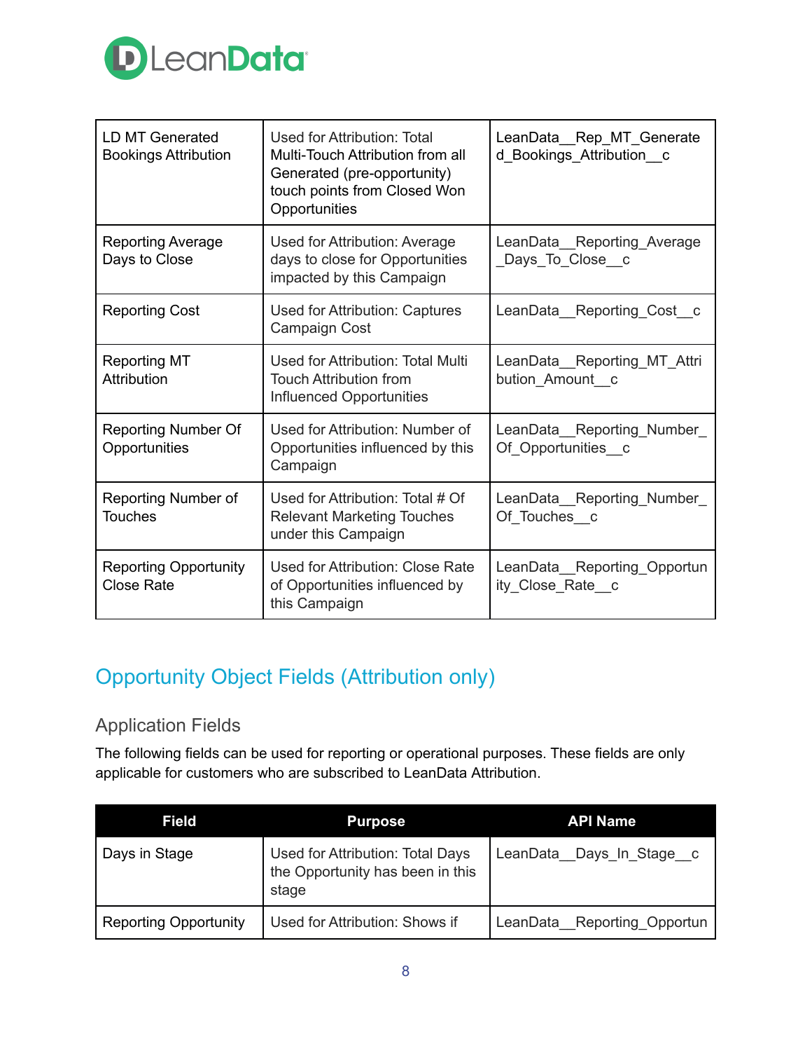| | | |
|---|---|---|
| LD MT Generated Bookings Attribution | Used for Attribution: Total Multi-Touch Attribution from all Generated (pre-opportunity) touch points from Closed Won Opportunities | LeanData__Rep_MT_Generated_Bookings_Attribution__c |
| Reporting Average Days to Close | Used for Attribution: Average days to close for Opportunities impacted by this Campaign | LeanData__Reporting_Average_Days_To_Close__c |
| Reporting Cost | Used for Attribution: Captures Campaign Cost | LeanData__Reporting_Cost__c |
| Reporting MT Attribution | Used for Attribution: Total Multi Touch Attribution from Influenced Opportunities | LeanData__Reporting_MT_Attribution_Amount__c |
| Reporting Number Of Opportunities | Used for Attribution: Number of Opportunities influenced by this Campaign | LeanData__Reporting_Number_Of_Opportunities__c |
| Reporting Number of Touches | Used for Attribution: Total # Of Relevant Marketing Touches under this Campaign | LeanData__Reporting_Number_Of_Touches__c |
| Reporting Opportunity Close Rate | Used for Attribution: Close Rate of Opportunities influenced by this Campaign | LeanData__Reporting_Opportunity_Close_Rate__c |

## Opportunity Object Fields (Attribution only)

### Application Fields

The following fields can be used for reporting or operational purposes. These fields are only applicable for customers who are subscribed to LeanData Attribution.

| Field | Purpose | API Name |
|---|---|---|
| Days in Stage | Used for Attribution: Total Days the Opportunity has been in this stage | LeanData__Days_In_Stage__c |
| Reporting Opportunity | Used for Attribution: Shows if | LeanData__Reporting_Opportun |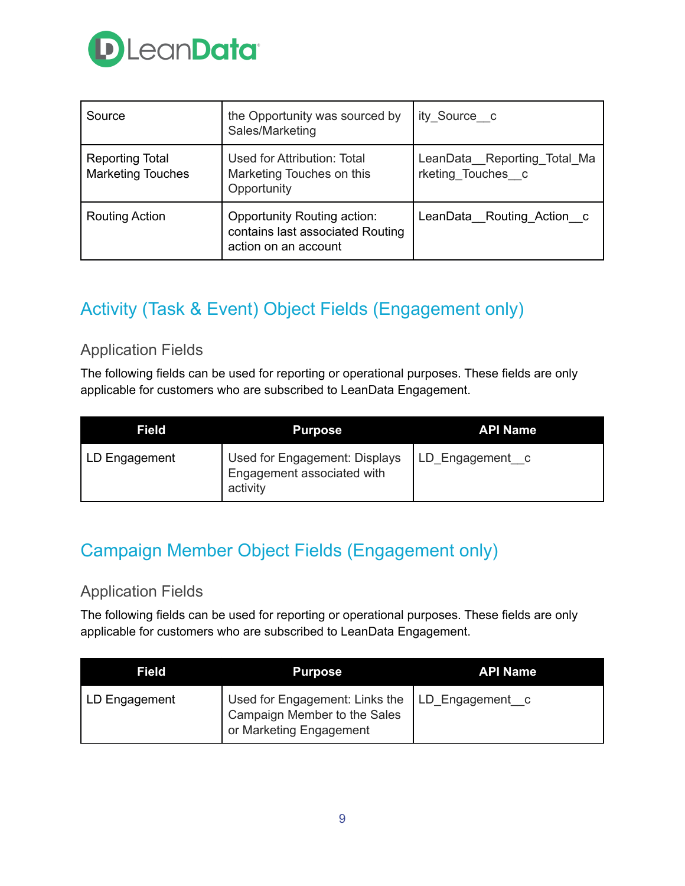| Source | the Opportunity was sourced by Sales/Marketing | ity_Source__c |
| --- | --- | --- |
| Reporting Total Marketing Touches | Used for Attribution: Total Marketing Touches on this Opportunity | LeanData__Reporting_Total_Marketing_Touches__c |
| Routing Action | Opportunity Routing action: contains last associated Routing action on an account | LeanData__Routing_Action__c |

## Activity (Task & Event) Object Fields (Engagement only)

### Application Fields

The following fields can be used for reporting or operational purposes. These fields are only applicable for customers who are subscribed to LeanData Engagement.

| Field | Purpose | API Name |
| --- | --- | --- |
| LD Engagement | Used for Engagement: Displays Engagement associated with activity | LD_Engagement__c |

## Campaign Member Object Fields (Engagement only)

### Application Fields

The following fields can be used for reporting or operational purposes. These fields are only applicable for customers who are subscribed to LeanData Engagement.

| Field | Purpose | API Name |
| --- | --- | --- |
| LD Engagement | Used for Engagement: Links the Campaign Member to the Sales or Marketing Engagement | LD_Engagement__c |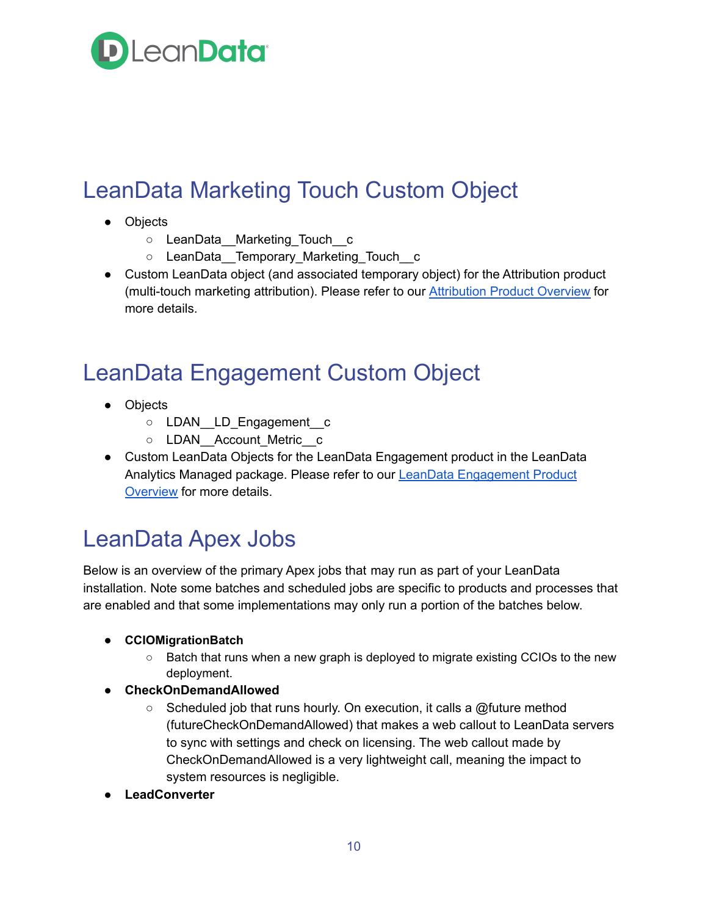# LeanData Marketing Touch Custom Object

- Objects
  - LeanData__Marketing_Touch__c
  - LeanData__Temporary_Marketing_Touch__c
- Custom LeanData object (and associated temporary object) for the Attribution product (multi-touch marketing attribution). Please refer to our Attribution Product Overview for more details.

# LeanData Engagement Custom Object

- Objects
  - LDAN__LD_Engagement__c
  - LDAN__Account_Metric__c
- Custom LeanData Objects for the LeanData Engagement product in the LeanData Analytics Managed package. Please refer to our LeanData Engagement Product Overview for more details.

# LeanData Apex Jobs

Below is an overview of the primary Apex jobs that may run as part of your LeanData installation. Note some batches and scheduled jobs are specific to products and processes that are enabled and that some implementations may only run a portion of the batches below.

- **CCIOMigrationBatch**
  - Batch that runs when a new graph is deployed to migrate existing CCIOs to the new deployment.
- **CheckOnDemandAllowed**
  - Scheduled job that runs hourly. On execution, it calls a @future method (futureCheckOnDemandAllowed) that makes a web callout to LeanData servers to sync with settings and check on licensing. The web callout made by CheckOnDemandAllowed is a very lightweight call, meaning the impact to system resources is negligible.
- **LeadConverter**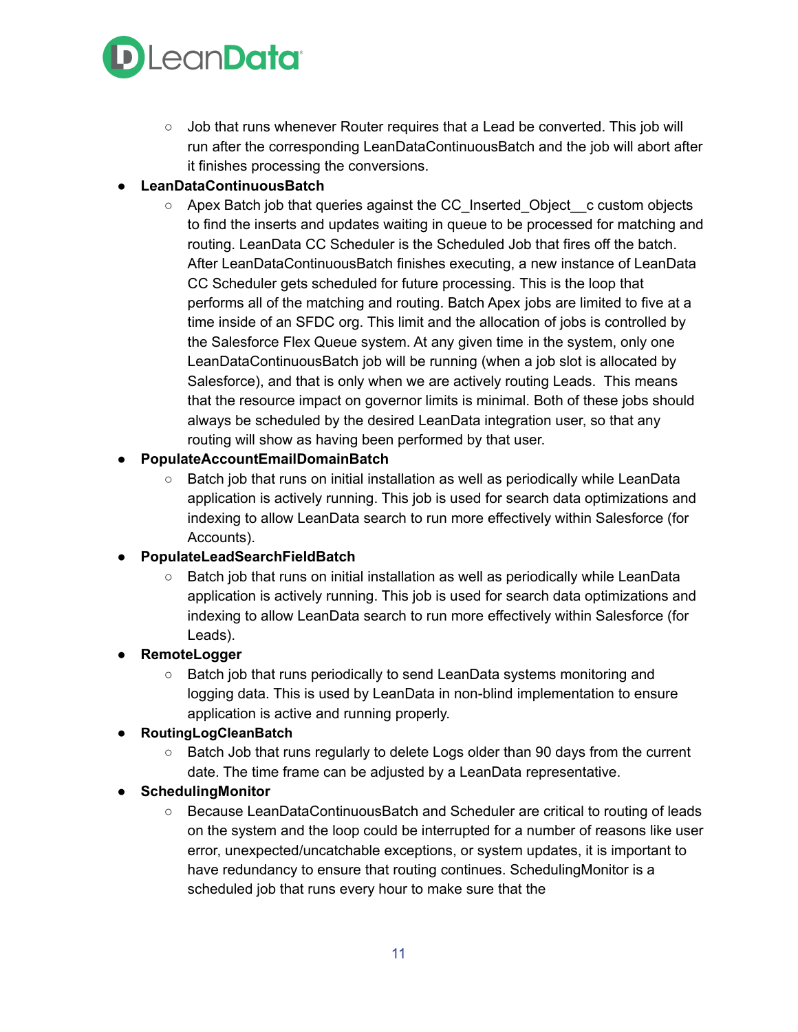- Job that runs whenever Router requires that a Lead be converted. This job will run after the corresponding LeanDataContinuousBatch and the job will abort after it finishes processing the conversions.

- **LeanDataContinuousBatch**
    - Apex Batch job that queries against the CC_Inserted_Object__c custom objects to find the inserts and updates waiting in queue to be processed for matching and routing. LeanData CC Scheduler is the Scheduled Job that fires off the batch. After LeanDataContinuousBatch finishes executing, a new instance of LeanData CC Scheduler gets scheduled for future processing. This is the loop that performs all of the matching and routing. Batch Apex jobs are limited to five at a time inside of an SFDC org. This limit and the allocation of jobs is controlled by the Salesforce Flex Queue system. At any given time in the system, only one LeanDataContinuousBatch job will be running (when a job slot is allocated by Salesforce), and that is only when we are actively routing Leads. This means that the resource impact on governor limits is minimal. Both of these jobs should always be scheduled by the desired LeanData integration user, so that any routing will show as having been performed by that user.
- **PopulateAccountEmailDomainBatch**
    - Batch job that runs on initial installation as well as periodically while LeanData application is actively running. This job is used for search data optimizations and indexing to allow LeanData search to run more effectively within Salesforce (for Accounts).
- **PopulateLeadSearchFieldBatch**
    - Batch job that runs on initial installation as well as periodically while LeanData application is actively running. This job is used for search data optimizations and indexing to allow LeanData search to run more effectively within Salesforce (for Leads).
- **RemoteLogger**
    - Batch job that runs periodically to send LeanData systems monitoring and logging data. This is used by LeanData in non-blind implementation to ensure application is active and running properly.
- **RoutingLogCleanBatch**
    - Batch Job that runs regularly to delete Logs older than 90 days from the current date. The time frame can be adjusted by a LeanData representative.
- **SchedulingMonitor**
    - Because LeanDataContinuousBatch and Scheduler are critical to routing of leads on the system and the loop could be interrupted for a number of reasons like user error, unexpected/uncatchable exceptions, or system updates, it is important to have redundancy to ensure that routing continues. SchedulingMonitor is a scheduled job that runs every hour to make sure that the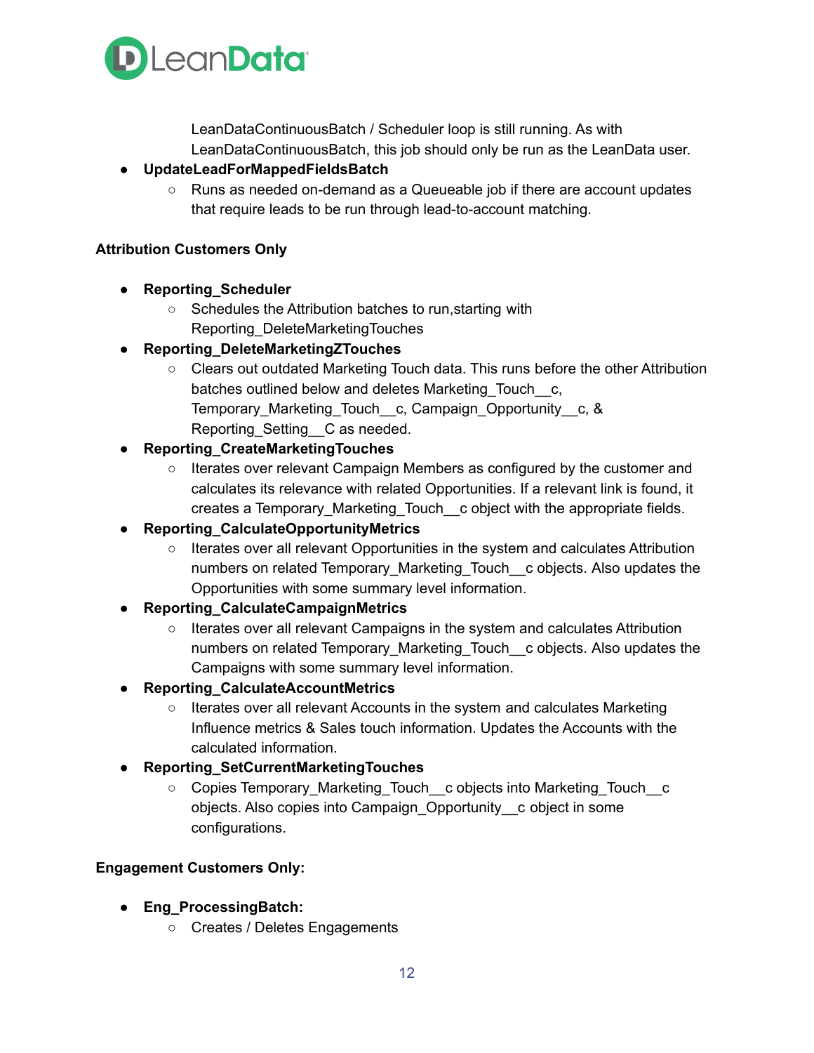LeanDataContinuousBatch / Scheduler loop is still running. As with LeanDataContinuousBatch, this job should only be run as the LeanData user.

- **UpdateLeadForMappedFieldsBatch**
  - Runs as needed on-demand as a Queueable job if there are account updates that require leads to be run through lead-to-account matching.

**Attribution Customers Only**

- **Reporting_Scheduler**
  - Schedules the Attribution batches to run,starting with Reporting_DeleteMarketingTouches
- **Reporting_DeleteMarketingZTouches**
  - Clears out outdated Marketing Touch data. This runs before the other Attribution batches outlined below and deletes Marketing_Touch__c, Temporary_Marketing_Touch__c, Campaign_Opportunity__c, & Reporting_Setting__C as needed.
- **Reporting_CreateMarketingTouches**
  - Iterates over relevant Campaign Members as configured by the customer and calculates its relevance with related Opportunities. If a relevant link is found, it creates a Temporary_Marketing_Touch__c object with the appropriate fields.
- **Reporting_CalculateOpportunityMetrics**
  - Iterates over all relevant Opportunities in the system and calculates Attribution numbers on related Temporary_Marketing_Touch__c objects. Also updates the Opportunities with some summary level information.
- **Reporting_CalculateCampaignMetrics**
  - Iterates over all relevant Campaigns in the system and calculates Attribution numbers on related Temporary_Marketing_Touch__c objects. Also updates the Campaigns with some summary level information.
- **Reporting_CalculateAccountMetrics**
  - Iterates over all relevant Accounts in the system and calculates Marketing Influence metrics & Sales touch information. Updates the Accounts with the calculated information.
- **Reporting_SetCurrentMarketingTouches**
  - Copies Temporary_Marketing_Touch__c objects into Marketing_Touch__c objects. Also copies into Campaign_Opportunity__c object in some configurations.

**Engagement Customers Only:**

- **Eng_ProcessingBatch:**
  - Creates / Deletes Engagements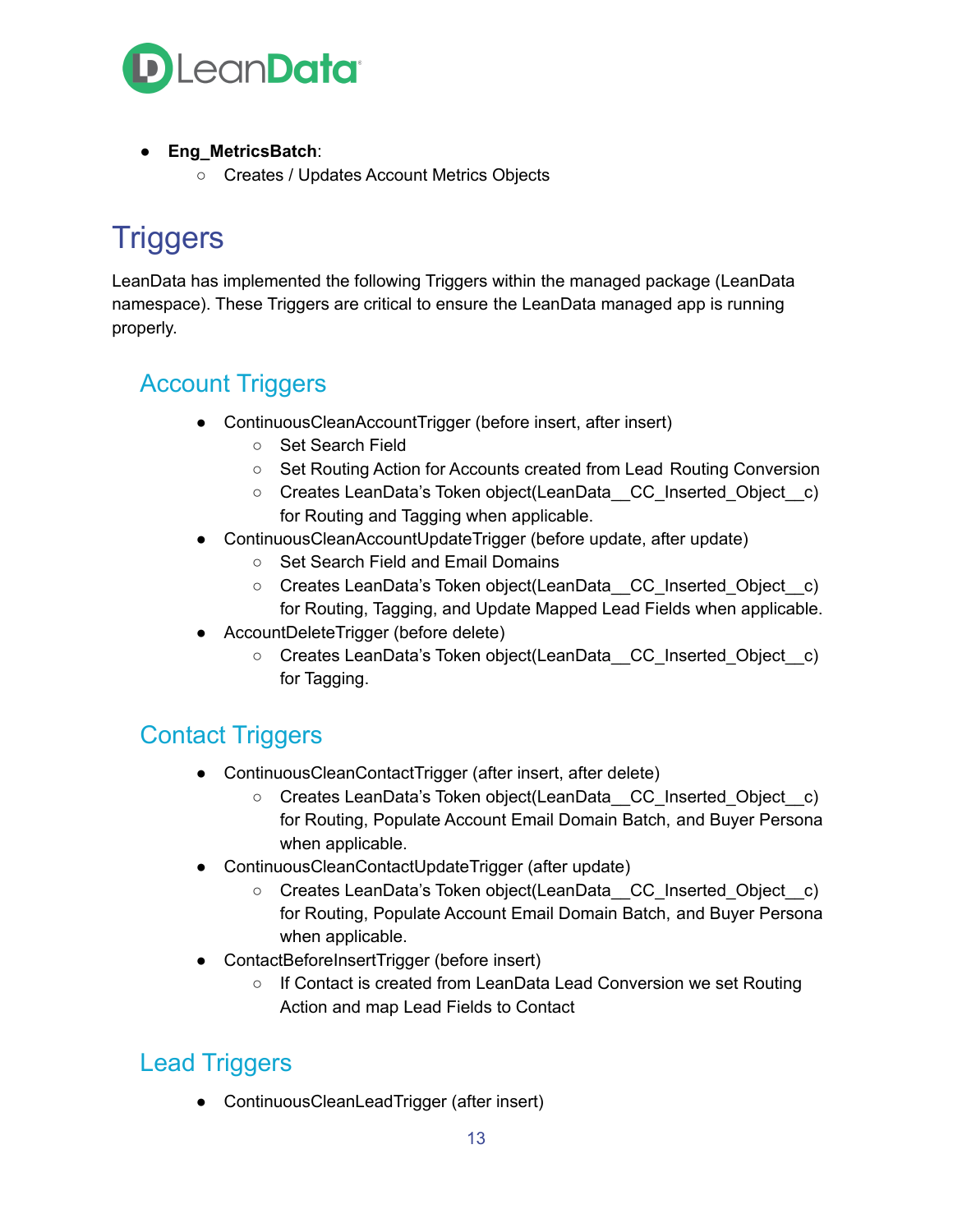- **Eng_MetricsBatch**:
    - Creates / Updates Account Metrics Objects

# Triggers

LeanData has implemented the following Triggers within the managed package (LeanData namespace). These Triggers are critical to ensure the LeanData managed app is running properly.

## Account Triggers

- ContinuousCleanAccountTrigger (before insert, after insert)
    - Set Search Field
    - Set Routing Action for Accounts created from Lead Routing Conversion
    - Creates LeanData's Token object(LeanData__CC_Inserted_Object__c) for Routing and Tagging when applicable.
- ContinuousCleanAccountUpdateTrigger (before update, after update)
    - Set Search Field and Email Domains
    - Creates LeanData's Token object(LeanData__CC_Inserted_Object__c) for Routing, Tagging, and Update Mapped Lead Fields when applicable.
- AccountDeleteTrigger (before delete)
    - Creates LeanData's Token object(LeanData__CC_Inserted_Object__c) for Tagging.

## Contact Triggers

- ContinuousCleanContactTrigger (after insert, after delete)
    - Creates LeanData's Token object(LeanData__CC_Inserted_Object__c) for Routing, Populate Account Email Domain Batch, and Buyer Persona when applicable.
- ContinuousCleanContactUpdateTrigger (after update)
    - Creates LeanData's Token object(LeanData__CC_Inserted_Object__c) for Routing, Populate Account Email Domain Batch, and Buyer Persona when applicable.
- ContactBeforeInsertTrigger (before insert)
    - If Contact is created from LeanData Lead Conversion we set Routing Action and map Lead Fields to Contact

## Lead Triggers

- ContinuousCleanLeadTrigger (after insert)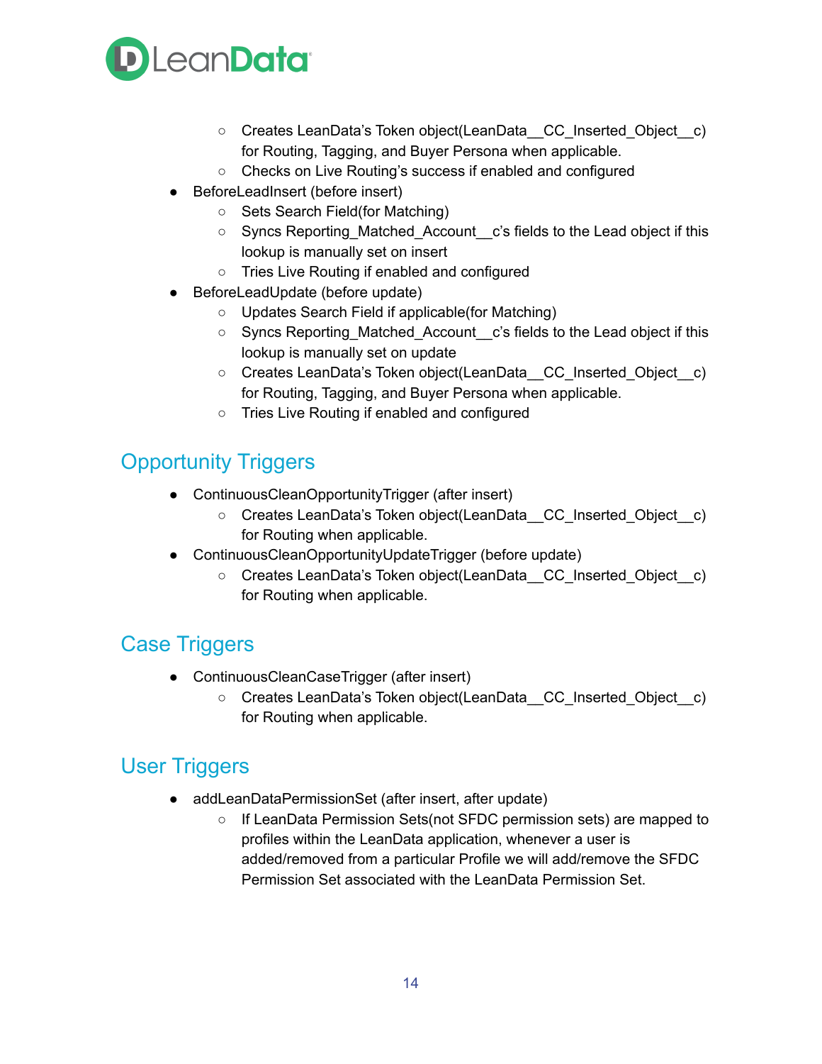- Creates LeanData's Token object(LeanData__CC_Inserted_Object__c) for Routing, Tagging, and Buyer Persona when applicable.
  - Checks on Live Routing's success if enabled and configured
- BeforeLeadInsert (before insert)
  - Sets Search Field(for Matching)
  - Syncs Reporting_Matched_Account__c's fields to the Lead object if this lookup is manually set on insert
  - Tries Live Routing if enabled and configured
- BeforeLeadUpdate (before update)
  - Updates Search Field if applicable(for Matching)
  - Syncs Reporting_Matched_Account__c's fields to the Lead object if this lookup is manually set on update
  - Creates LeanData's Token object(LeanData__CC_Inserted_Object__c) for Routing, Tagging, and Buyer Persona when applicable.
  - Tries Live Routing if enabled and configured

## Opportunity Triggers

- ContinuousCleanOpportunityTrigger (after insert)
  - Creates LeanData's Token object(LeanData__CC_Inserted_Object__c) for Routing when applicable.
- ContinuousCleanOpportunityUpdateTrigger (before update)
  - Creates LeanData's Token object(LeanData__CC_Inserted_Object__c) for Routing when applicable.

## Case Triggers

- ContinuousCleanCaseTrigger (after insert)
  - Creates LeanData's Token object(LeanData__CC_Inserted_Object__c) for Routing when applicable.

## User Triggers

- addLeanDataPermissionSet (after insert, after update)
  - If LeanData Permission Sets(not SFDC permission sets) are mapped to profiles within the LeanData application, whenever a user is added/removed from a particular Profile we will add/remove the SFDC Permission Set associated with the LeanData Permission Set.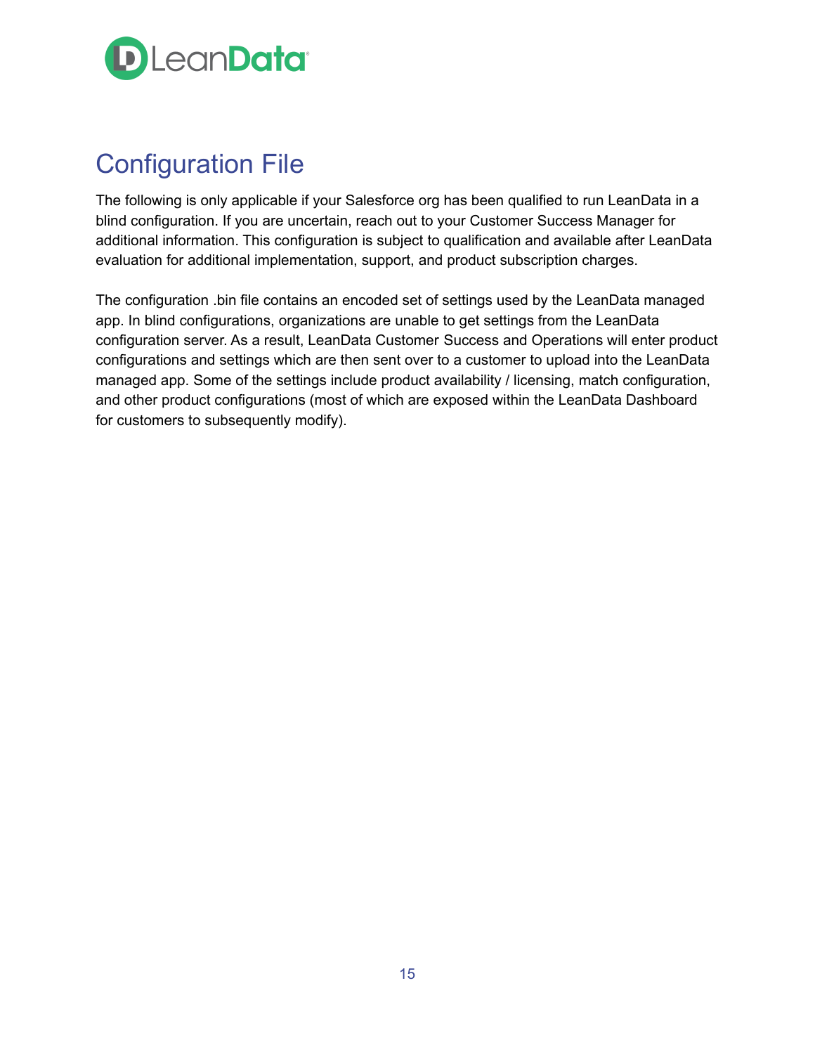# Configuration File

The following is only applicable if your Salesforce org has been qualified to run LeanData in a blind configuration. If you are uncertain, reach out to your Customer Success Manager for additional information. This configuration is subject to qualification and available after LeanData evaluation for additional implementation, support, and product subscription charges.

The configuration .bin file contains an encoded set of settings used by the LeanData managed app. In blind configurations, organizations are unable to get settings from the LeanData configuration server. As a result, LeanData Customer Success and Operations will enter product configurations and settings which are then sent over to a customer to upload into the LeanData managed app. Some of the settings include product availability / licensing, match configuration, and other product configurations (most of which are exposed within the LeanData Dashboard for customers to subsequently modify).